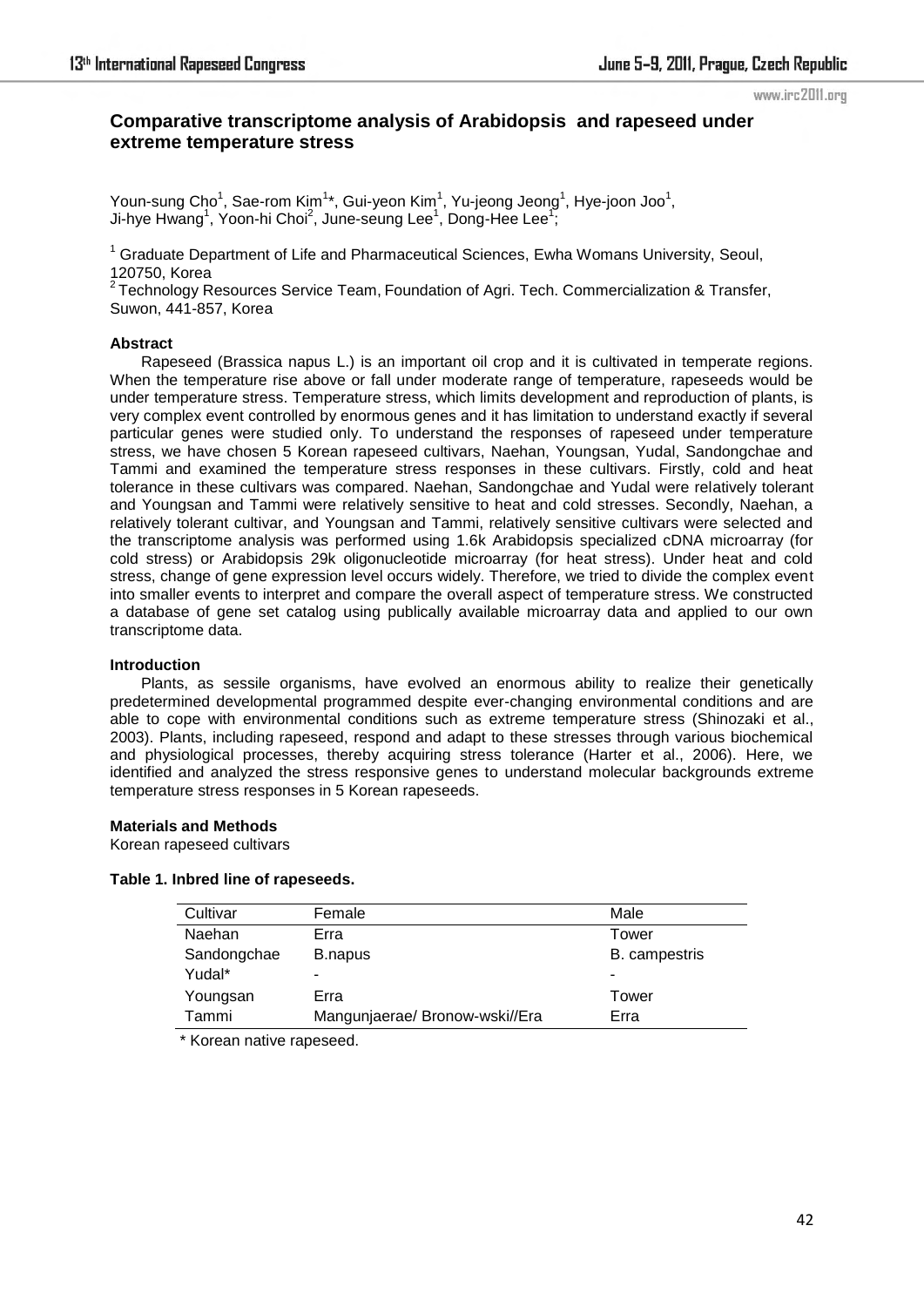# Comparative transcriptome analysis of Arabidopsis and rapeseed under extreme temperature stress

Youn-sung Cho[1], Sae-rom Kim[1]*, Gui-yeon Kim[1], Yu-jeong Jeong[1], Hye-joon Joo[1], Ji-hye Hwang[1], Yoon-hi Choi[2], June-seung Lee[1], Dong-Hee Lee[1];

[1] Graduate Department of Life and Pharmaceutical Sciences, Ewha Womans University, Seoul, 120750, Korea

[2] Technology Resources Service Team, Foundation of Agri. Tech. Commercialization & Transfer, Suwon, 441-857, Korea

### Abstract

Rapeseed (Brassica napus L.) is an important oil crop and it is cultivated in temperate regions. When the temperature rise above or fall under moderate range of temperature, rapeseeds would be under temperature stress. Temperature stress, which limits development and reproduction of plants, is very complex event controlled by enormous genes and it has limitation to understand exactly if several particular genes were studied only. To understand the responses of rapeseed under temperature stress, we have chosen 5 Korean rapeseed cultivars, Naehan, Youngsan, Yudal, Sandongchae and Tammi and examined the temperature stress responses in these cultivars. Firstly, cold and heat tolerance in these cultivars was compared. Naehan, Sandongchae and Yudal were relatively tolerant and Youngsan and Tammi were relatively sensitive to heat and cold stresses. Secondly, Naehan, a relatively tolerant cultivar, and Youngsan and Tammi, relatively sensitive cultivars were selected and the transcriptome analysis was performed using 1.6k Arabidopsis specialized cDNA microarray (for cold stress) or Arabidopsis 29k oligonucleotide microarray (for heat stress). Under heat and cold stress, change of gene expression level occurs widely. Therefore, we tried to divide the complex event into smaller events to interpret and compare the overall aspect of temperature stress. We constructed a database of gene set catalog using publically available microarray data and applied to our own transcriptome data.

### Introduction

Plants, as sessile organisms, have evolved an enormous ability to realize their genetically predetermined developmental programmed despite ever-changing environmental conditions and are able to cope with environmental conditions such as extreme temperature stress (Shinozaki et al., 2003). Plants, including rapeseed, respond and adapt to these stresses through various biochemical and physiological processes, thereby acquiring stress tolerance (Harter et al., 2006). Here, we identified and analyzed the stress responsive genes to understand molecular backgrounds extreme temperature stress responses in 5 Korean rapeseeds.

### Materials and Methods

Korean rapeseed cultivars

**Table 1. Inbred line of rapeseeds.**

| Cultivar | Female | Male |
|---|---|---|
| Naehan | Erra | Tower |
| Sandongchae | B.napus | B. campestris |
| Yudal* | - | - |
| Youngsan | Erra | Tower |
| Tammi | Mangunjaerae/ Bronow-wski//Era | Erra |

\* Korean native rapeseed.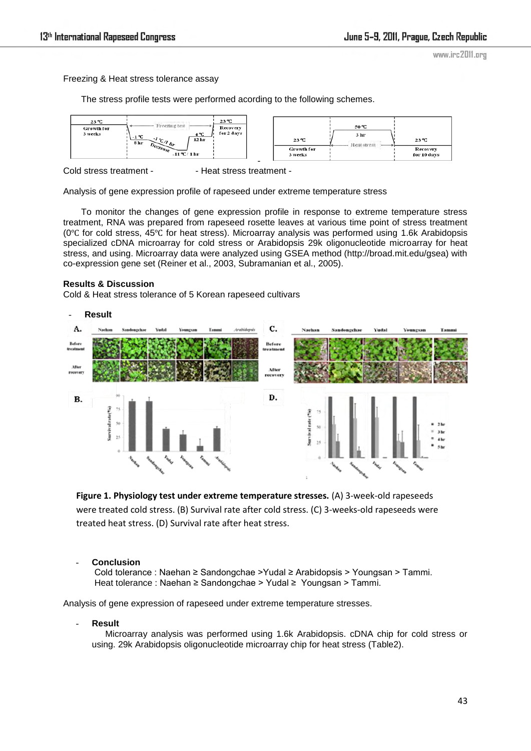Freezing & Heat stress tolerance assay

The stress profile tests were performed acording to the following schemes.

Cold stress treatment - - Heat stress treatment -

Analysis of gene expression profile of rapeseed under extreme temperature stress

To monitor the changes of gene expression profile in response to extreme temperature stress treatment, RNA was prepared from rapeseed rosette leaves at various time point of stress treatment (0℃ for cold stress, 45℃ for heat stress). Microarray analysis was performed using 1.6k Arabidopsis specialized cDNA microarray for cold stress or Arabidopsis 29k oligonucleotide microarray for heat stress, and using. Microarray data were analyzed using GSEA method (http://broad.mit.edu/gsea) with co-expression gene set (Reiner et al., 2003, Subramanian et al., 2005).

**Results & Discussion**

Cold & Heat stress tolerance of 5 Korean rapeseed cultivars

- **Result**

**Figure 1. Physiology test under extreme temperature stresses.** (A) 3-week-old rapeseeds were treated cold stress. (B) Survival rate after cold stress. (C) 3-weeks-old rapeseeds were treated heat stress. (D) Survival rate after heat stress.

- **Conclusion**

  Cold tolerance : Naehan ≥ Sandongchae >Yudal ≥ Arabidopsis > Youngsan > Tammi.
  Heat tolerance : Naehan ≥ Sandongchae > Yudal ≥ Youngsan > Tammi.

Analysis of gene expression of rapeseed under extreme temperature stresses.

- **Result**

  Microarray analysis was performed using 1.6k Arabidopsis. cDNA chip for cold stress or using. 29k Arabidopsis oligonucleotide microarray chip for heat stress (Table2).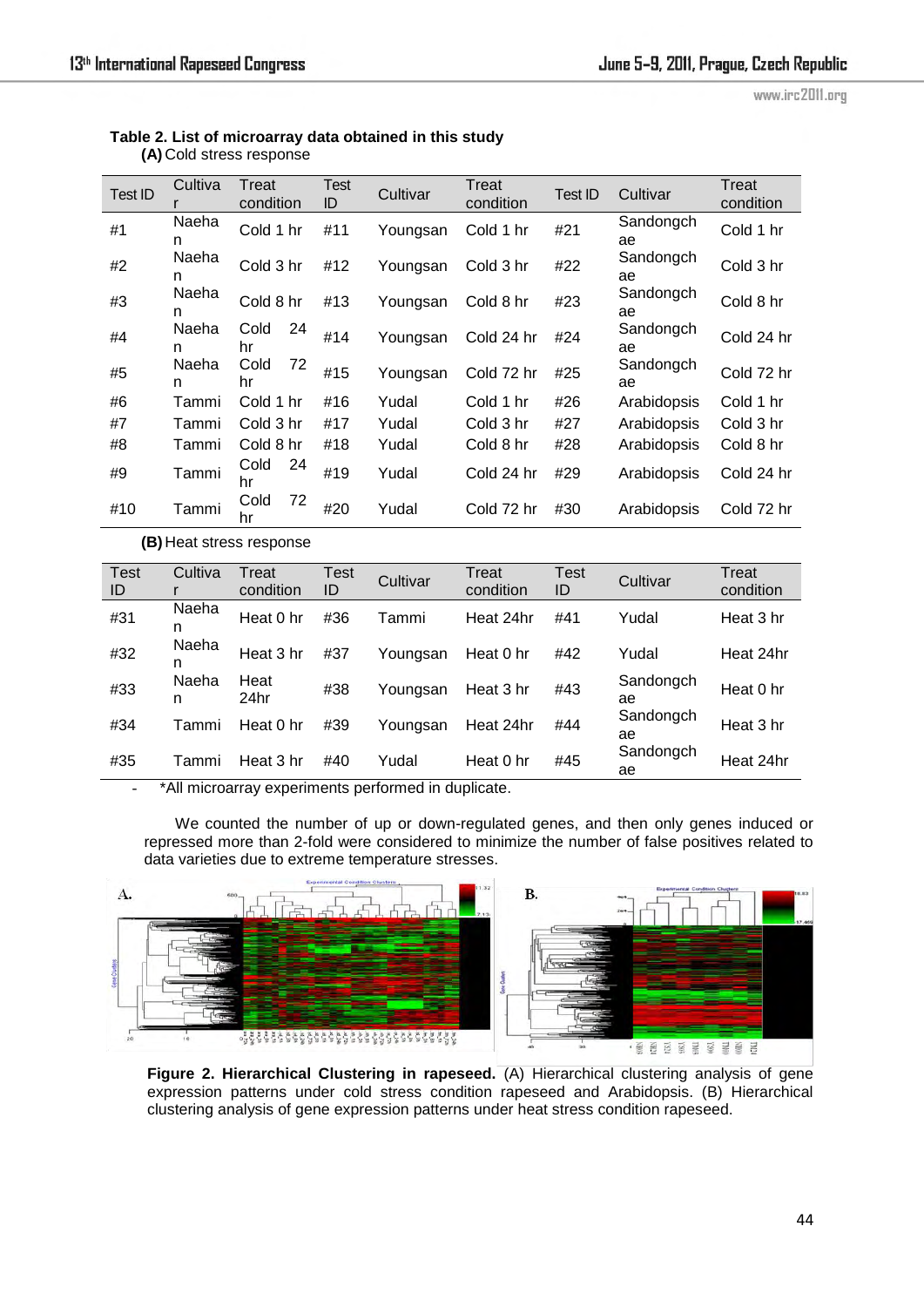**Table 2. List of microarray data obtained in this study**

**(A)** Cold stress response

| Test ID | Cultivar | Treat condition | Test ID | Cultivar | Treat condition | Test ID | Cultivar | Treat condition |
|---|---|---|---|---|---|---|---|---|
| #1 | Naehan | Cold 1 hr | #11 | Youngsan | Cold 1 hr | #21 | Sandongchae | Cold 1 hr |
| #2 | Naehan | Cold 3 hr | #12 | Youngsan | Cold 3 hr | #22 | Sandongchae | Cold 3 hr |
| #3 | Naehan | Cold 8 hr | #13 | Youngsan | Cold 8 hr | #23 | Sandongchae | Cold 8 hr |
| #4 | Naehan | Cold 24 hr | #14 | Youngsan | Cold 24 hr | #24 | Sandongchae | Cold 24 hr |
| #5 | Naehan | Cold 72 hr | #15 | Youngsan | Cold 72 hr | #25 | Sandongchae | Cold 72 hr |
| #6 | Tammi | Cold 1 hr | #16 | Yudal | Cold 1 hr | #26 | Arabidopsis | Cold 1 hr |
| #7 | Tammi | Cold 3 hr | #17 | Yudal | Cold 3 hr | #27 | Arabidopsis | Cold 3 hr |
| #8 | Tammi | Cold 8 hr | #18 | Yudal | Cold 8 hr | #28 | Arabidopsis | Cold 8 hr |
| #9 | Tammi | Cold 24 hr | #19 | Yudal | Cold 24 hr | #29 | Arabidopsis | Cold 24 hr |
| #10 | Tammi | Cold 72 hr | #20 | Yudal | Cold 72 hr | #30 | Arabidopsis | Cold 72 hr |

**(B)** Heat stress response

| Test ID | Cultivar | Treat condition | Test ID | Cultivar | Treat condition | Test ID | Cultivar | Treat condition |
|---|---|---|---|---|---|---|---|---|
| #31 | Naehan | Heat 0 hr | #36 | Tammi | Heat 24hr | #41 | Yudal | Heat 3 hr |
| #32 | Naehan | Heat 3 hr | #37 | Youngsan | Heat 0 hr | #42 | Yudal | Heat 24hr |
| #33 | Naehan | Heat 24hr | #38 | Youngsan | Heat 3 hr | #43 | Sandongchae | Heat 0 hr |
| #34 | Tammi | Heat 0 hr | #39 | Youngsan | Heat 24hr | #44 | Sandongchae | Heat 3 hr |
| #35 | Tammi | Heat 3 hr | #40 | Yudal | Heat 0 hr | #45 | Sandongchae | Heat 24hr |

- *All microarray experiments performed in duplicate.

We counted the number of up or down-regulated genes, and then only genes induced or repressed more than 2-fold were considered to minimize the number of false positives related to data varieties due to extreme temperature stresses.

**Figure 2. Hierarchical Clustering in rapeseed.** (A) Hierarchical clustering analysis of gene expression patterns under cold stress condition rapeseed and Arabidopsis. (B) Hierarchical clustering analysis of gene expression patterns under heat stress condition rapeseed.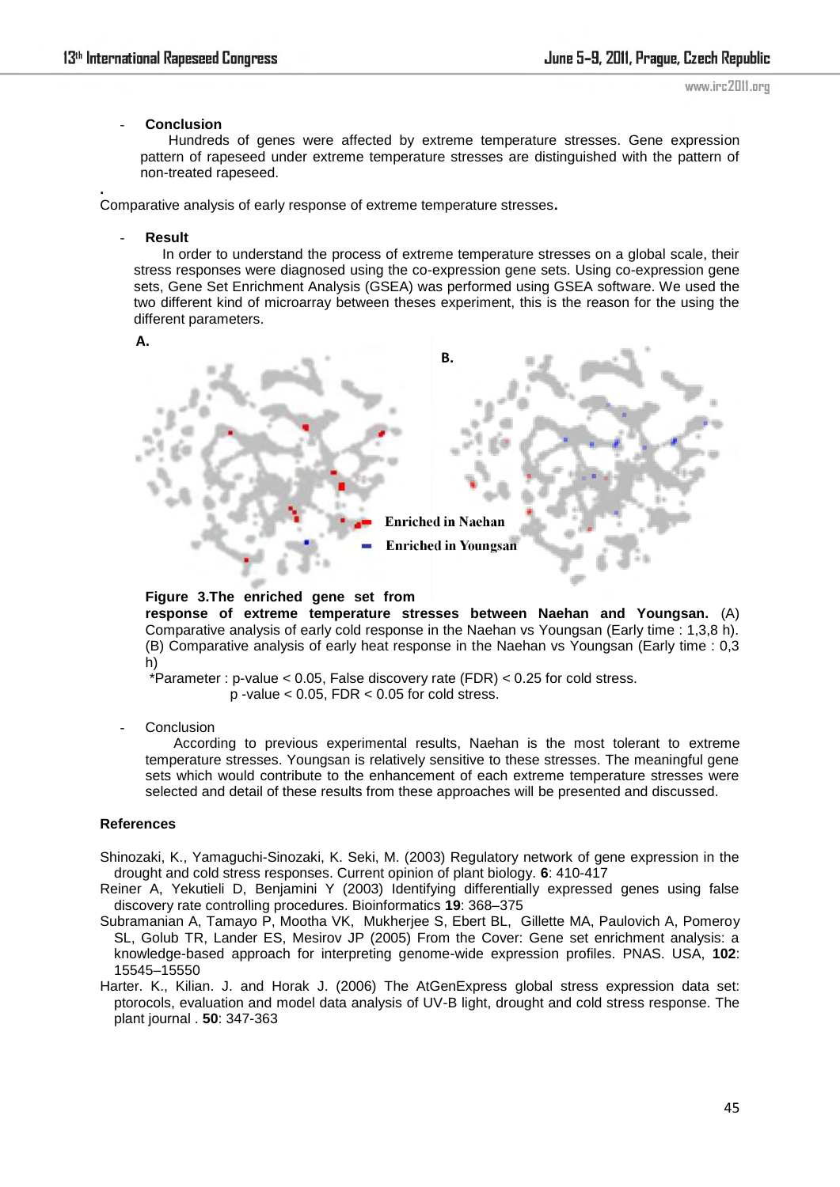- **Conclusion**

  Hundreds of genes were affected by extreme temperature stresses. Gene expression pattern of rapeseed under extreme temperature stresses are distinguished with the pattern of non-treated rapeseed.

.

Comparative analysis of early response of extreme temperature stresses.

- **Result**

  In order to understand the process of extreme temperature stresses on a global scale, their stress responses were diagnosed using the co-expression gene sets. Using co-expression gene sets, Gene Set Enrichment Analysis (GSEA) was performed using GSEA software. We used the two different kind of microarray between theses experiment, this is the reason for the using the different parameters.

A.

B.

Enriched in Naehan

Enriched in Youngsan

**Figure 3.The enriched gene set from response of extreme temperature stresses between Naehan and Youngsan.** (A) Comparative analysis of early cold response in the Naehan vs Youngsan (Early time : 1,3,8 h). (B) Comparative analysis of early heat response in the Naehan vs Youngsan (Early time : 0,3 h)

*Parameter : p-value < 0.05, False discovery rate (FDR) < 0.25 for cold stress.
p -value < 0.05, FDR < 0.05 for cold stress.

- Conclusion

  According to previous experimental results, Naehan is the most tolerant to extreme temperature stresses. Youngsan is relatively sensitive to these stresses. The meaningful gene sets which would contribute to the enhancement of each extreme temperature stresses were selected and detail of these results from these approaches will be presented and discussed.

**References**

Shinozaki, K., Yamaguchi-Sinozaki, K. Seki, M. (2003) Regulatory network of gene expression in the drought and cold stress responses. Current opinion of plant biology. **6**: 410-417

Reiner A, Yekutieli D, Benjamini Y (2003) Identifying differentially expressed genes using false discovery rate controlling procedures. Bioinformatics **19**: 368–375

Subramanian A, Tamayo P, Mootha VK, Mukherjee S, Ebert BL, Gillette MA, Paulovich A, Pomeroy SL, Golub TR, Lander ES, Mesirov JP (2005) From the Cover: Gene set enrichment analysis: a knowledge-based approach for interpreting genome-wide expression profiles. PNAS. USA, **102**: 15545–15550

Harter. K., Kilian. J. and Horak J. (2006) The AtGenExpress global stress expression data set: ptorocols, evaluation and model data analysis of UV-B light, drought and cold stress response. The plant journal . **50**: 347-363